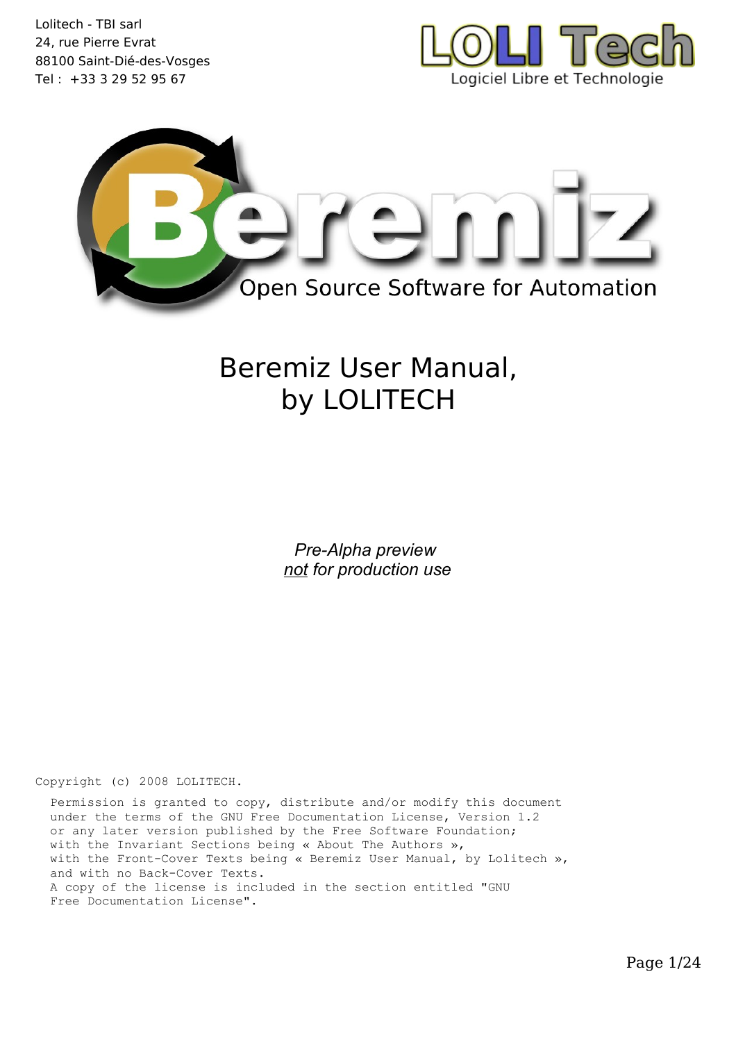Lolitech - TBI sarl
24, rue Pierre Evrat
88100 Saint-Dié-des-Vosges
Tel : +33 3 29 52 95 67

LOLI Tech
Logiciel Libre et Technologie

Beremiz
Open Source Software for Automation

# Beremiz User Manual, by LOLITECH

*Pre-Alpha preview*
*not for production use*

```
Copyright (c) 2008 LOLITECH.
  Permission is granted to copy, distribute and/or modify this document
  under the terms of the GNU Free Documentation License, Version 1.2
  or any later version published by the Free Software Foundation;
  with the Invariant Sections being « About The Authors »,
  with the Front-Cover Texts being « Beremiz User Manual, by Lolitech »,
  and with no Back-Cover Texts.
  A copy of the license is included in the section entitled "GNU
  Free Documentation License".
```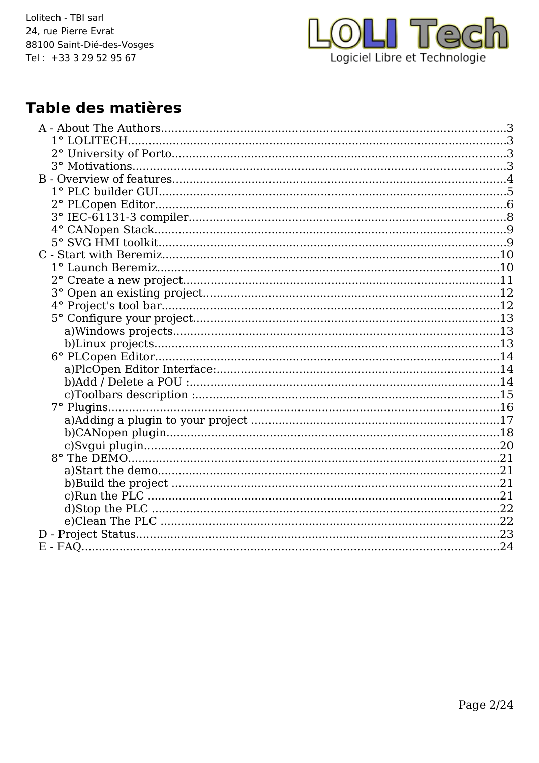Lolitech - TBI sarl
24, rue Pierre Evrat
88100 Saint-Dié-des-Vosges
Tel : +33 3 29 52 95 67

LOLI Tech
Logiciel Libre et Technologie

# Table des matières

- A - About The Authors....................................................3
  - 1° LOLITECH....................................................3
  - 2° University of Porto....................................................3
  - 3° Motivations....................................................3
- B - Overview of features....................................................4
  - 1° PLC builder GUI....................................................5
  - 2° PLCopen Editor....................................................6
  - 3° IEC-61131-3 compiler....................................................8
  - 4° CANopen Stack....................................................9
  - 5° SVG HMI toolkit....................................................9
- C - Start with Beremiz....................................................10
  - 1° Launch Beremiz....................................................10
  - 2° Create a new project....................................................11
  - 3° Open an existing project....................................................12
  - 4° Project's tool bar....................................................12
  - 5° Configure your project....................................................13
    - a)Windows projects....................................................13
    - b)Linux projects....................................................13
  - 6° PLCopen Editor....................................................14
    - a)PlcOpen Editor Interface:....................................................14
    - b)Add / Delete a POU :....................................................14
    - c)Toolbars description :....................................................15
  - 7° Plugins....................................................16
    - a)Adding a plugin to your project ....................................................17
    - b)CANopen plugin....................................................18
    - c)Svgui plugin....................................................20
  - 8° The DEMO....................................................21
    - a)Start the demo....................................................21
    - b)Build the project ....................................................21
    - c)Run the PLC ....................................................21
    - d)Stop the PLC ....................................................22
    - e)Clean The PLC ....................................................22
- D - Project Status....................................................23
- E - FAQ....................................................24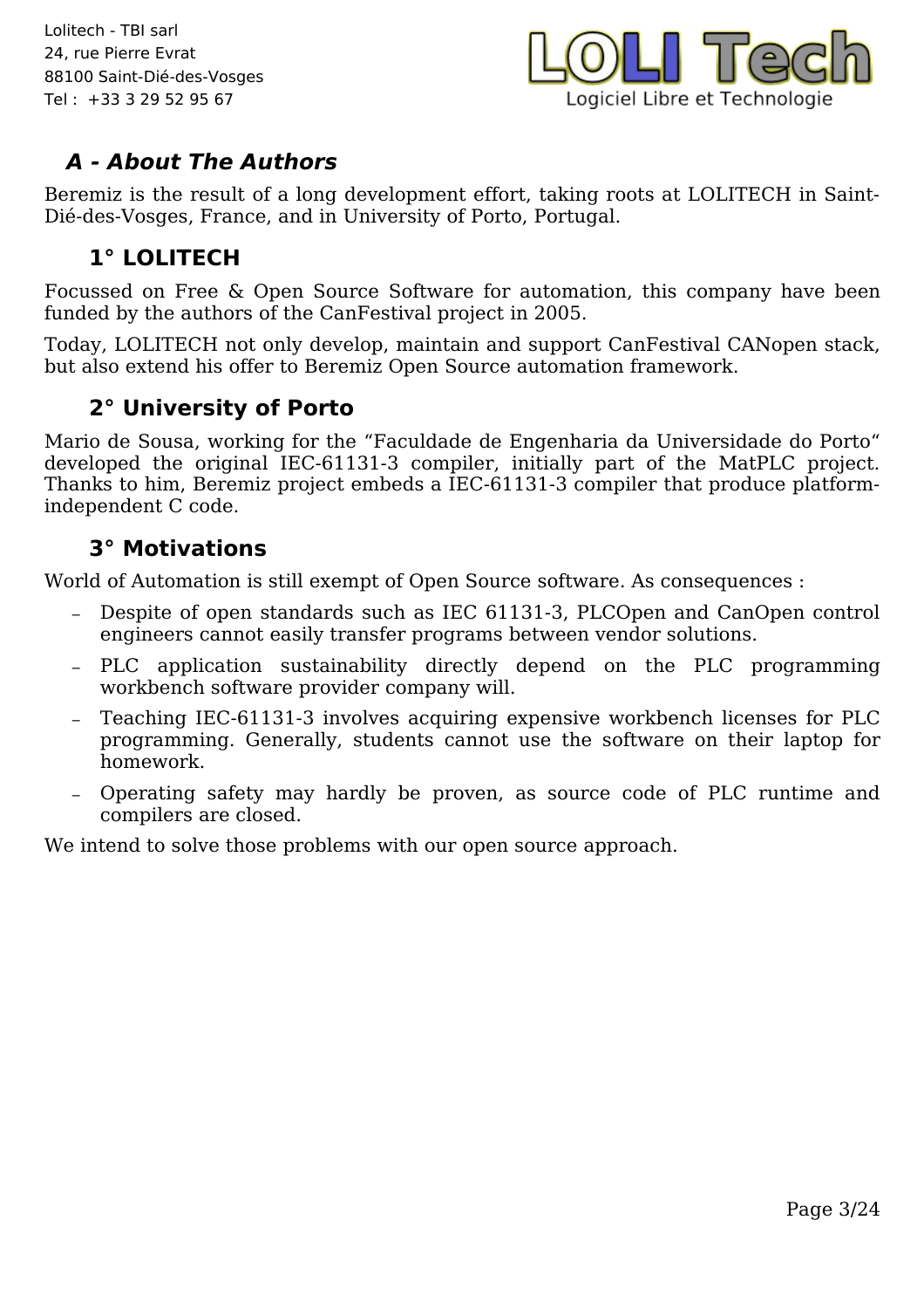## *A - About The Authors*

Beremiz is the result of a long development effort, taking roots at LOLITECH in Saint-Dié-des-Vosges, France, and in University of Porto, Portugal.

### 1° LOLITECH

Focussed on Free & Open Source Software for automation, this company have been funded by the authors of the CanFestival project in 2005.

Today, LOLITECH not only develop, maintain and support CanFestival CANopen stack, but also extend his offer to Beremiz Open Source automation framework.

### 2° University of Porto

Mario de Sousa, working for the "Faculdade de Engenharia da Universidade do Porto" developed the original IEC-61131-3 compiler, initially part of the MatPLC project. Thanks to him, Beremiz project embeds a IEC-61131-3 compiler that produce platform-independent C code.

### 3° Motivations

World of Automation is still exempt of Open Source software. As consequences :

- Despite of open standards such as IEC 61131-3, PLCOpen and CanOpen control engineers cannot easily transfer programs between vendor solutions.
- PLC application sustainability directly depend on the PLC programming workbench software provider company will.
- Teaching IEC-61131-3 involves acquiring expensive workbench licenses for PLC programming. Generally, students cannot use the software on their laptop for homework.
- Operating safety may hardly be proven, as source code of PLC runtime and compilers are closed.

We intend to solve those problems with our open source approach.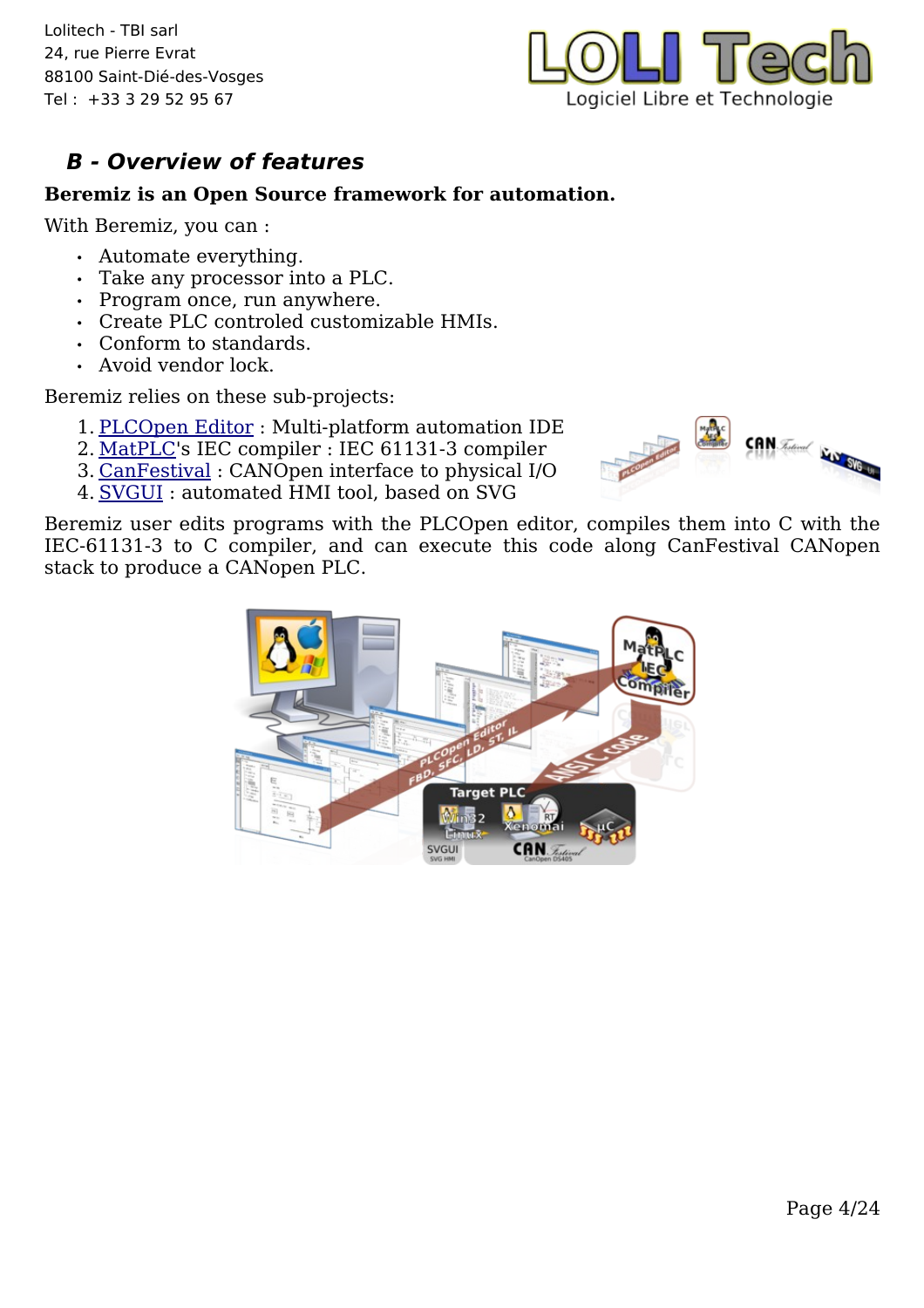## B - Overview of features

**Beremiz is an Open Source framework for automation.**

With Beremiz, you can :

- Automate everything.
- Take any processor into a PLC.
- Program once, run anywhere.
- Create PLC controled customizable HMIs.
- Conform to standards.
- Avoid vendor lock.

Beremiz relies on these sub-projects:

1. PLCOpen Editor : Multi-platform automation IDE
2. MatPLC's IEC compiler : IEC 61131-3 compiler
3. CanFestival : CANOpen interface to physical I/O
4. SVGUI : automated HMI tool, based on SVG

Beremiz user edits programs with the PLCOpen editor, compiles them into C with the IEC-61131-3 to C compiler, and can execute this code along CanFestival CANopen stack to produce a CANopen PLC.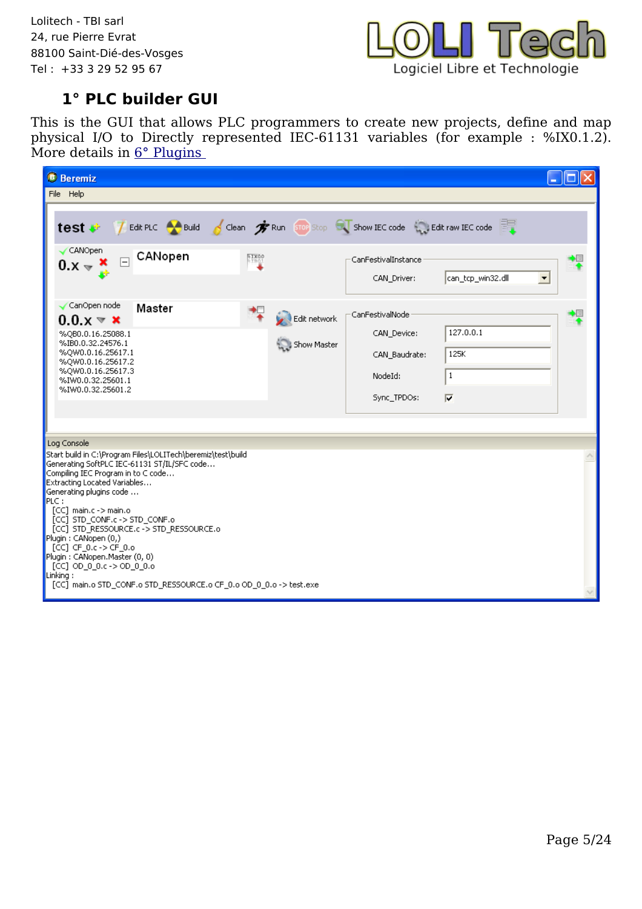# 1° PLC builder GUI

This is the GUI that allows PLC programmers to create new projects, define and map physical I/O to Directly represented IEC-61131 variables (for example : %IX0.1.2). More details in [6° Plugins](#)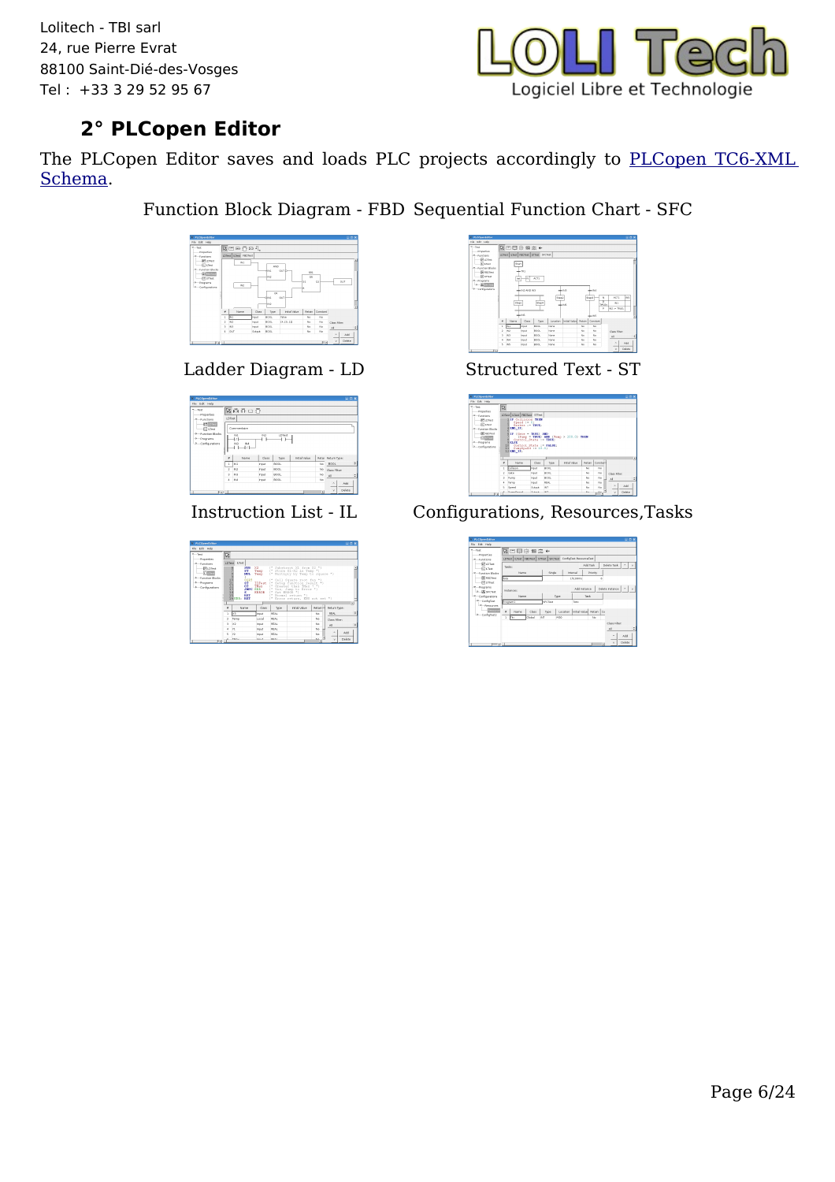## 2° PLCopen Editor

The PLCopen Editor saves and loads PLC projects accordingly to [PLCopen TC6-XML Schema](PLCopen TC6-XML Schema).

Function Block Diagram - FBD

Sequential Function Chart - SFC

Ladder Diagram - LD

Structured Text - ST

Instruction List - IL

Configurations, Resources,Tasks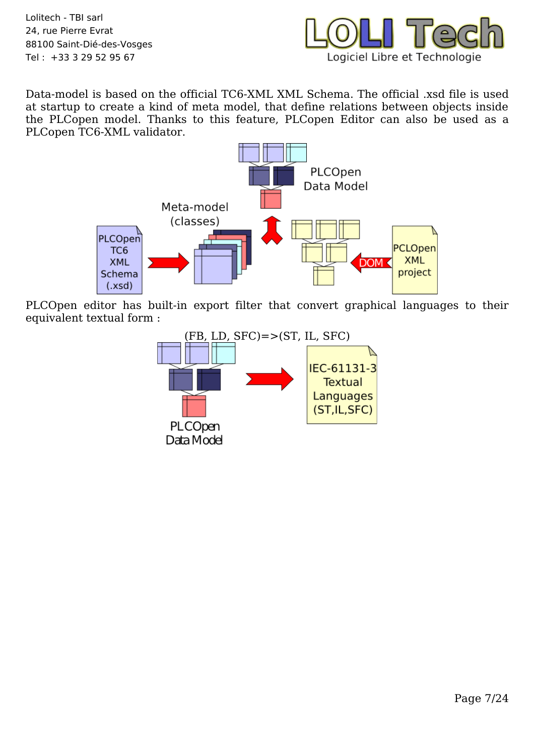Data-model is based on the official TC6-XML XML Schema. The official .xsd file is used at startup to create a kind of meta model, that define relations between objects inside the PLCopen model. Thanks to this feature, PLCopen Editor can also be used as a PLCopen TC6-XML validator.

PLCOpen editor has built-in export filter that convert graphical languages to their equivalent textual form :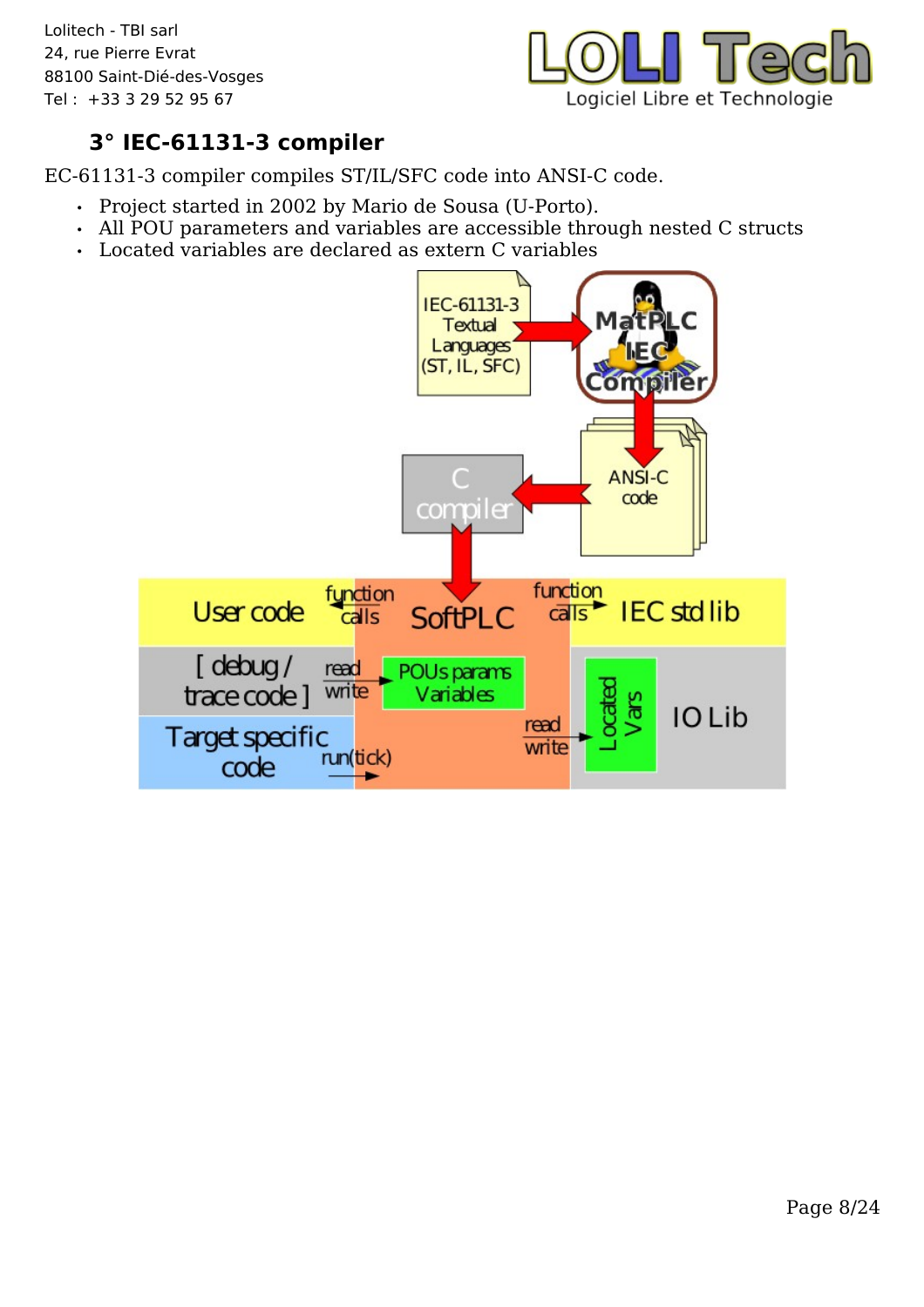### 3° IEC-61131-3 compiler

EC-61131-3 compiler compiles ST/IL/SFC code into ANSI-C code.

- Project started in 2002 by Mario de Sousa (U-Porto).
- All POU parameters and variables are accessible through nested C structs
- Located variables are declared as extern C variables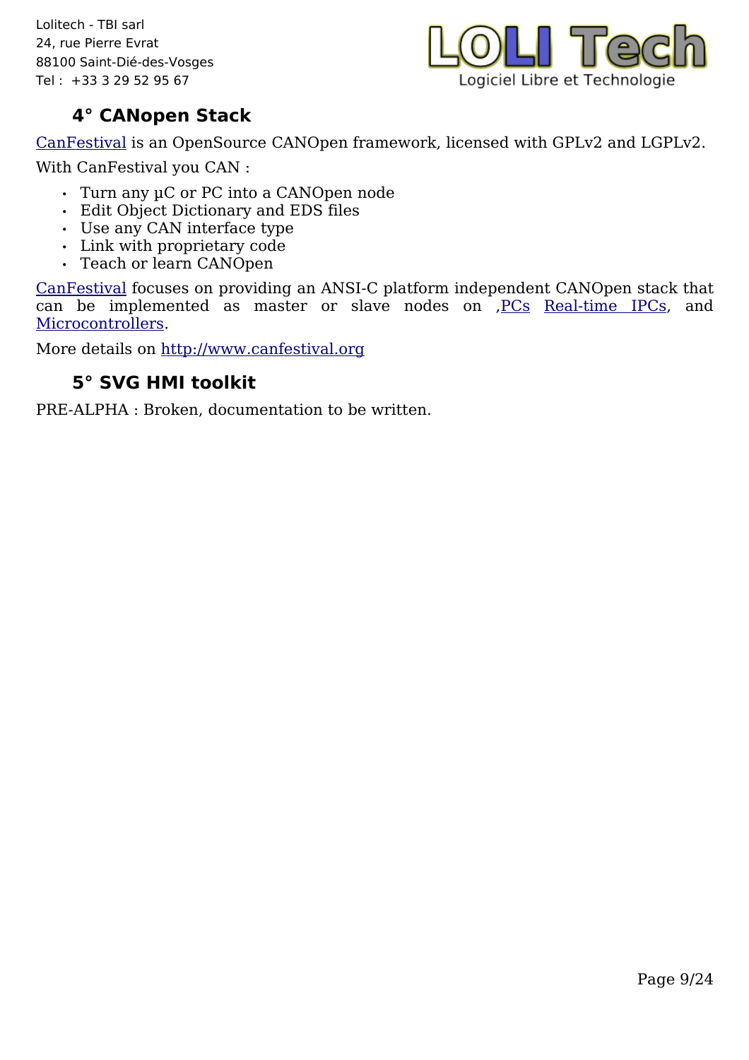## 4° CANopen Stack

CanFestival is an OpenSource CANOpen framework, licensed with GPLv2 and LGPLv2.

With CanFestival you CAN :

- Turn any µC or PC into a CANOpen node
- Edit Object Dictionary and EDS files
- Use any CAN interface type
- Link with proprietary code
- Teach or learn CANOpen

CanFestival focuses on providing an ANSI-C platform independent CANOpen stack that can be implemented as master or slave nodes on ,PCs Real-time IPCs, and Microcontrollers.

More details on http://www.canfestival.org

## 5° SVG HMI toolkit

PRE-ALPHA : Broken, documentation to be written.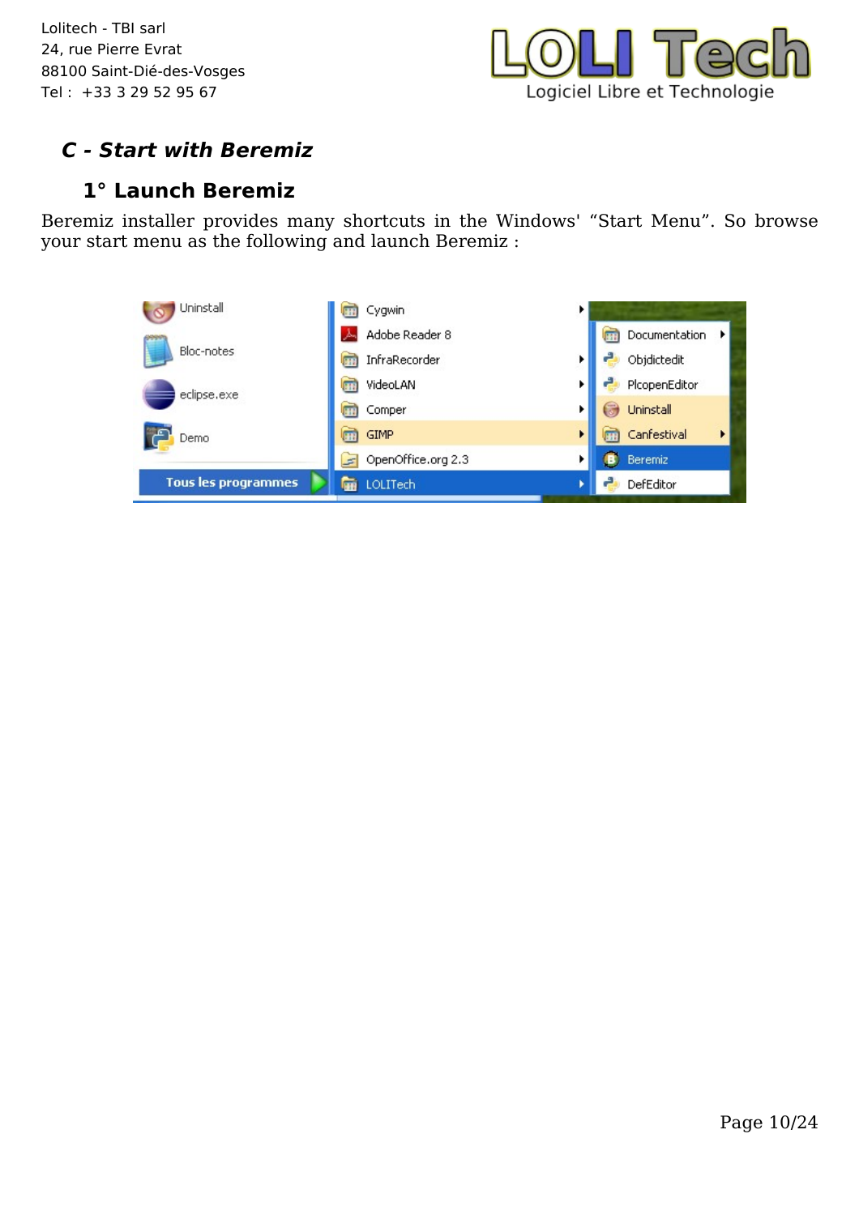## *C - Start with Beremiz*

### 1° Launch Beremiz

Beremiz installer provides many shortcuts in the Windows' "Start Menu". So browse your start menu as the following and launch Beremiz :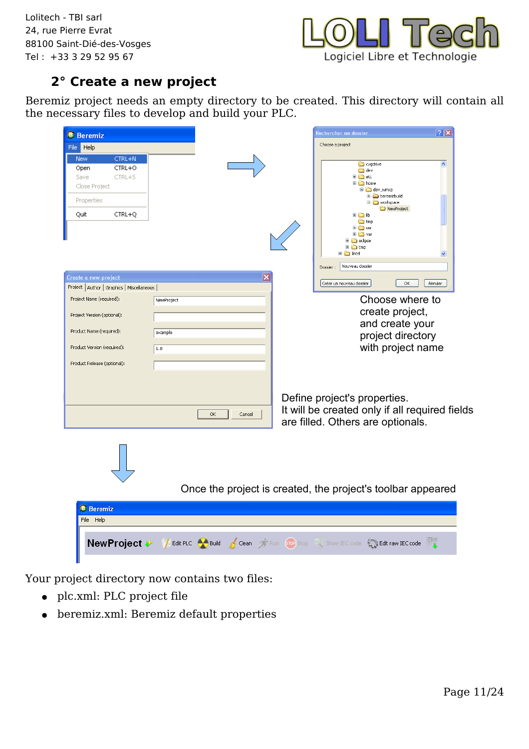## 2° Create a new project

Beremiz project needs an empty directory to be created. This directory will contain all the necessary files to develop and build your PLC.

Choose where to create project, and create your project directory with project name

Define project's properties. It will be created only if all required fields are filled. Others are optionals.

Once the project is created, the project's toolbar appeared

Your project directory now contains two files:

- plc.xml: PLC project file
- beremiz.xml: Beremiz default properties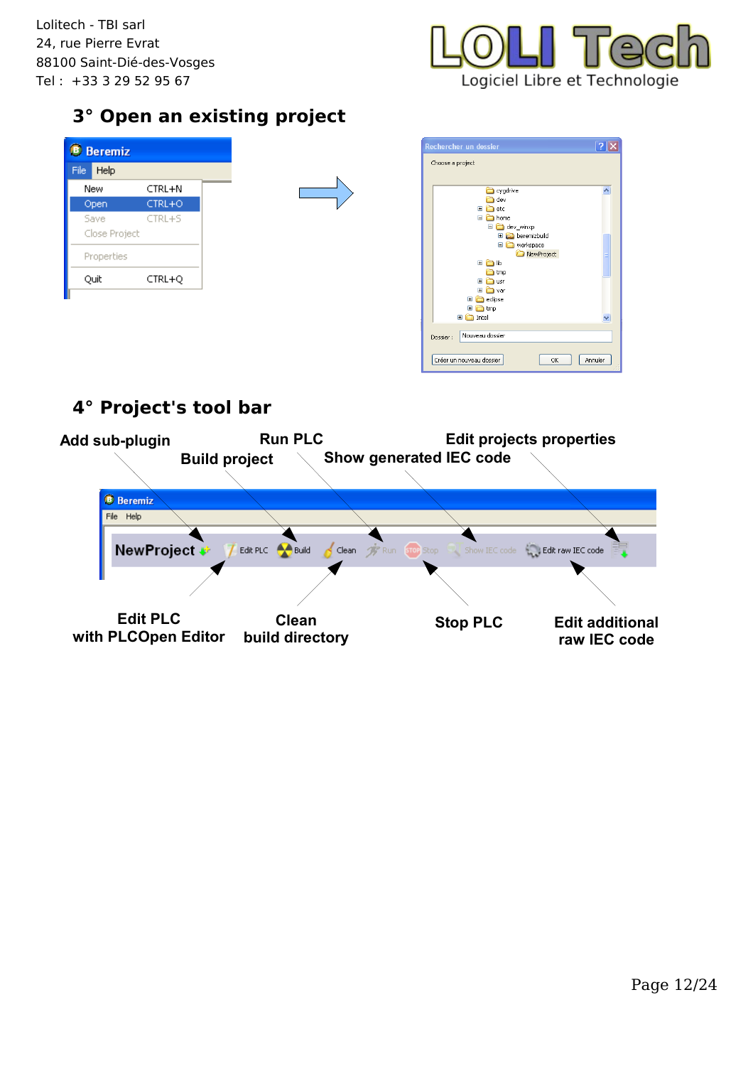Lolitech - TBI sarl
24, rue Pierre Evrat
88100 Saint-Dié-des-Vosges
Tel : +33 3 29 52 95 67

## 3° Open an existing project

## 4° Project's tool bar

Add sub-plugin

Build project

Run PLC

Show generated IEC code

Edit projects properties

Edit PLC with PLCOpen Editor

Clean build directory

Stop PLC

Edit additional raw IEC code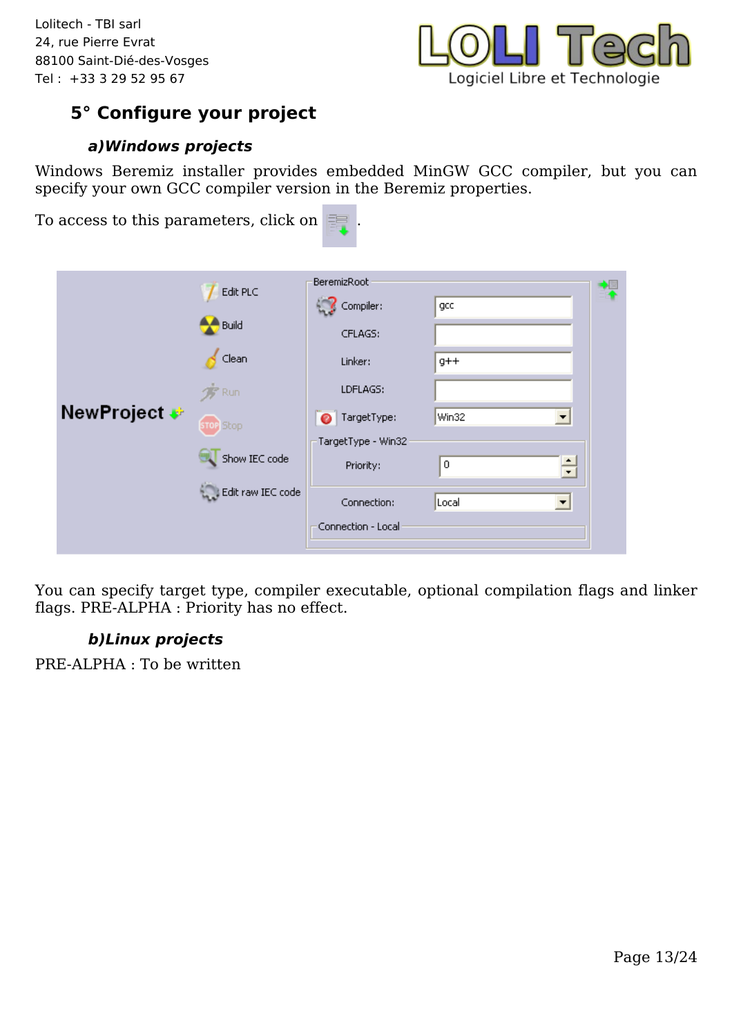## 5° Configure your project

### *a)Windows projects*

Windows Beremiz installer provides embedded MinGW GCC compiler, but you can specify your own GCC compiler version in the Beremiz properties.

To access to this parameters, click on .

You can specify target type, compiler executable, optional compilation flags and linker flags. PRE-ALPHA : Priority has no effect.

### *b)Linux projects*

PRE-ALPHA : To be written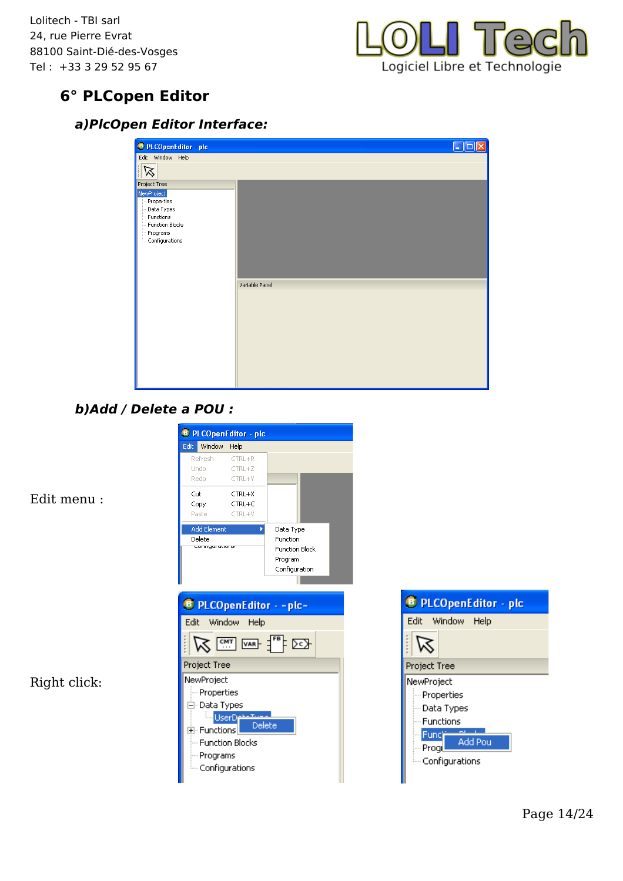## 6° PLCopen Editor

### *a)PlcOpen Editor Interface:*

### *b)Add / Delete a POU :*

Edit menu :

Right click: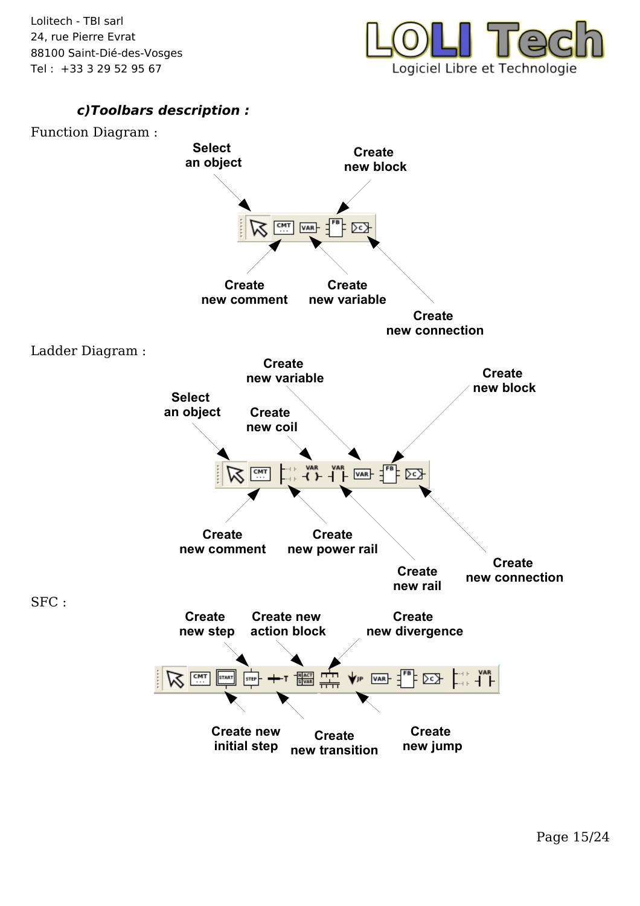### c)Toolbars description :

Function Diagram :

Select an object

Create new block

Create new comment

Create new variable

Create new connection

Ladder Diagram :

Create new variable

Create new block

Select an object

Create new coil

Create new comment

Create new power rail

Create new rail

Create new connection

SFC :

Create new step

Create new action block

Create new divergence

Create new initial step

Create new transition

Create new jump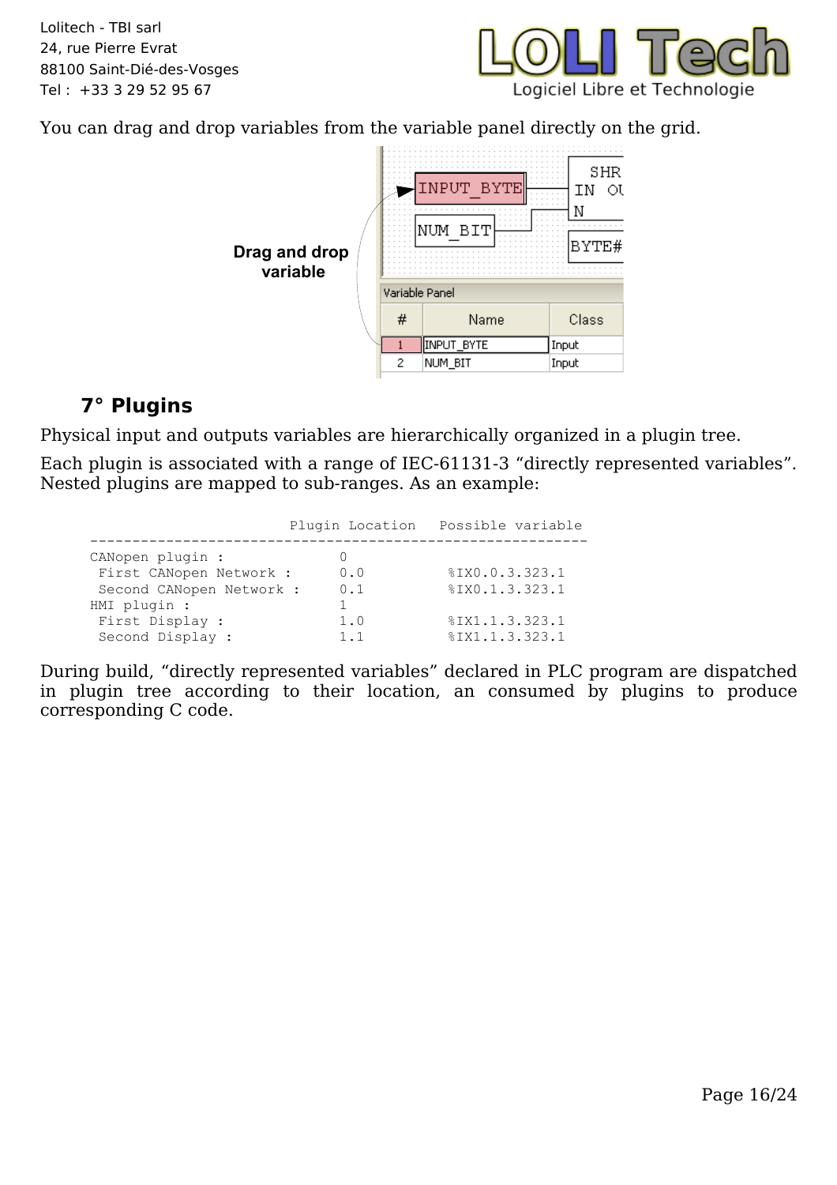You can drag and drop variables from the variable panel directly on the grid.

### 7° Plugins

Physical input and outputs variables are hierarchically organized in a plugin tree.

Each plugin is associated with a range of IEC-61131-3 “directly represented variables”. Nested plugins are mapped to sub-ranges. As an example:

```
                        Plugin Location   Possible variable
      -----------------------------------------------------------
      CANopen plugin :            0
       First CANopen Network :    0.0          %IX0.0.3.323.1
       Second CANopen Network :   0.1          %IX0.1.3.323.1
      HMI plugin :                1
       First Display :            1.0          %IX1.1.3.323.1
       Second Display :           1.1          %IX1.1.3.323.1
```

During build, “directly represented variables” declared in PLC program are dispatched in plugin tree according to their location, an consumed by plugins to produce corresponding C code.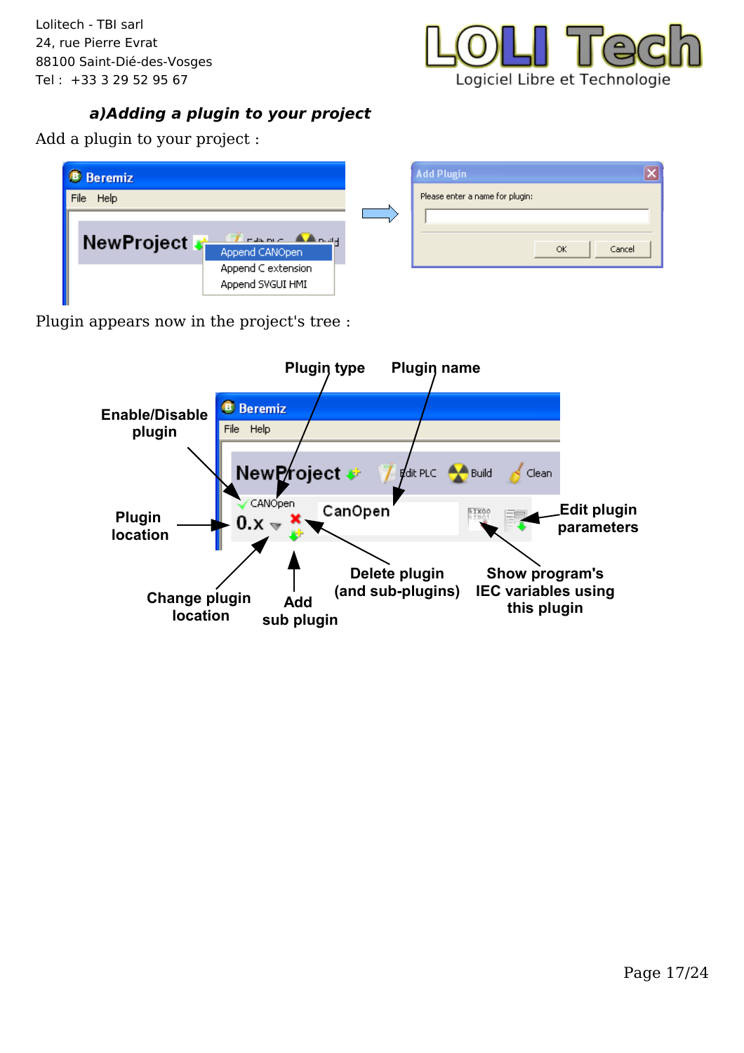### a)Adding a plugin to your project

Add a plugin to your project :

Plugin appears now in the project's tree :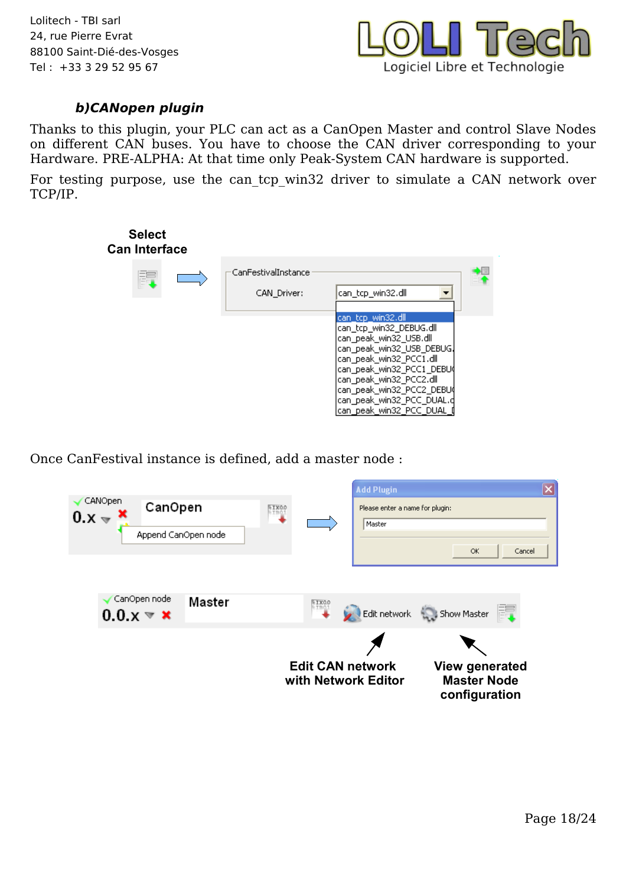### b)CANopen plugin

Thanks to this plugin, your PLC can act as a CanOpen Master and control Slave Nodes on different CAN buses. You have to choose the CAN driver corresponding to your Hardware. PRE-ALPHA: At that time only Peak-System CAN hardware is supported.

For testing purpose, use the can_tcp_win32 driver to simulate a CAN network over TCP/IP.

Select Can Interface

Once CanFestival instance is defined, add a master node :

Edit CAN network with Network Editor

View generated Master Node configuration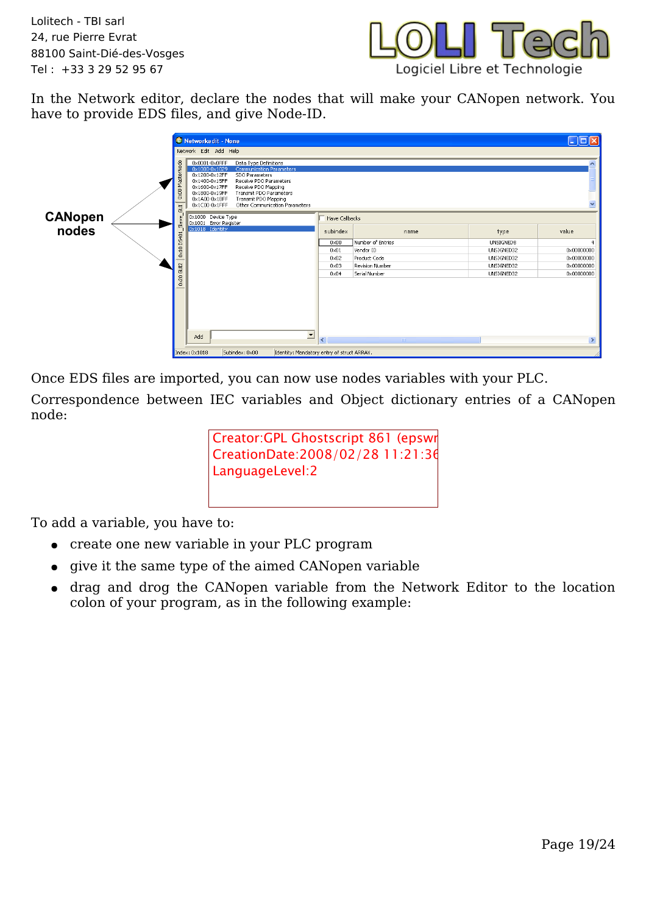In the Network editor, declare the nodes that will make your CANopen network. You have to provide EDS files, and give Node-ID.

Once EDS files are imported, you can now use nodes variables with your PLC.

Correspondence between IEC variables and Object dictionary entries of a CANopen node:

Creator:GPL Ghostscript 861 (epswr
CreationDate:2008/02/28 11:21:36
LanguageLevel:2

To add a variable, you have to:

- create one new variable in your PLC program
- give it the same type of the aimed CANopen variable
- drag and drog the CANopen variable from the Network Editor to the location colon of your program, as in the following example: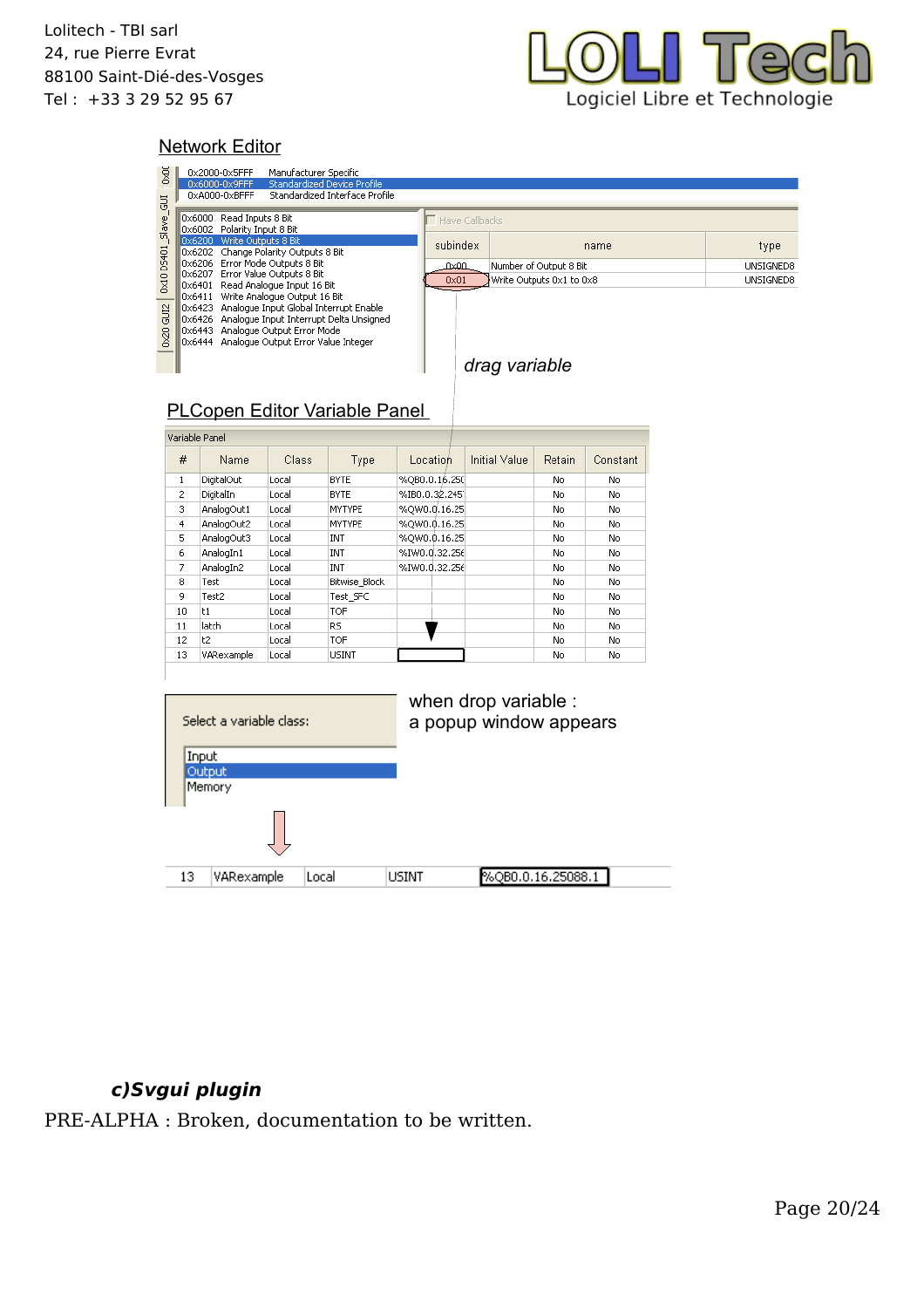Network Editor

| | |
|---|---|
| 0x2000-0x5FFF | Manufacturer Specific |
| 0x6000-0x9FFF | Standardized Device Profile |
| 0xA000-0xBFFF | Standardized Interface Profile |

| | |
|---|---|
| 0x6000 | Read Inputs 8 Bit |
| 0x6002 | Polarity Input 8 Bit |
| 0x6200 | Write Outputs 8 Bit |
| 0x6202 | Change Polarity Outputs 8 Bit |
| 0x6206 | Error Mode Outputs 8 Bit |
| 0x6207 | Error Value Outputs 8 Bit |
| 0x6401 | Read Analogue Input 16 Bit |
| 0x6411 | Write Analogue Output 16 Bit |
| 0x6423 | Analogue Input Global Interrupt Enable |
| 0x6426 | Analogue Input Interrupt Delta Unsigned |
| 0x6443 | Analogue Output Error Mode |
| 0x6444 | Analogue Output Error Value Integer |

Have Callbacks

| subindex | name | type |
|---|---|---|
| 0x00 | Number of Output 8 Bit | UNSIGNED8 |
| 0x01 | Write Outputs 0x1 to 0x8 | UNSIGNED8 |

*drag variable*

PLCopen Editor Variable Panel

Variable Panel

| # | Name | Class | Type | Location | Initial Value | Retain | Constant |
|---|---|---|---|---|---|---|---|
| 1 | DigitalOut | Local | BYTE | %QB0.0.16.25( | | No | No |
| 2 | DigitalIn | Local | BYTE | %IB0.0.32.245 | | No | No |
| 3 | AnalogOut1 | Local | MYTYPE | %QW0.0.16.25 | | No | No |
| 4 | AnalogOut2 | Local | MYTYPE | %QW0.0.16.25 | | No | No |
| 5 | AnalogOut3 | Local | INT | %QW0.0.16.25 | | No | No |
| 6 | AnalogIn1 | Local | INT | %IW0.0.32.25( | | No | No |
| 7 | AnalogIn2 | Local | INT | %IW0.0.32.25( | | No | No |
| 8 | Test | Local | Bitwise_Block | | | No | No |
| 9 | Test2 | Local | Test_SFC | | | No | No |
| 10 | t1 | Local | TOF | | | No | No |
| 11 | latch | Local | RS | | | No | No |
| 12 | t2 | Local | TOF | | | No | No |
| 13 | VARexample | Local | USINT | | | No | No |

Select a variable class:

- Input
- Output
- Memory

when drop variable :
a popup window appears

| 13 | VARexample | Local | USINT | %QB0.0.16.25088.1 |
|---|---|---|---|---|

### *c)Svgui plugin*

PRE-ALPHA : Broken, documentation to be written.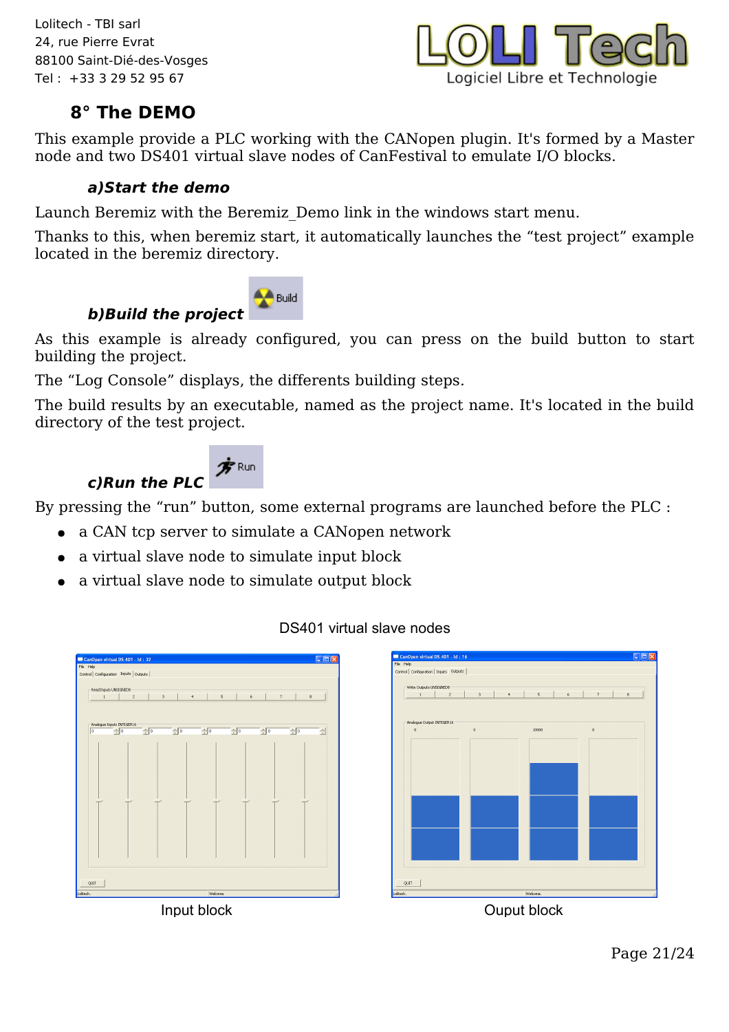## 8° The DEMO

This example provide a PLC working with the CANopen plugin. It's formed by a Master node and two DS401 virtual slave nodes of CanFestival to emulate I/O blocks.

### *a)Start the demo*

Launch Beremiz with the Beremiz_Demo link in the windows start menu.

Thanks to this, when beremiz start, it automatically launches the “test project” example located in the beremiz directory.

### *b)Build the project*

As this example is already configured, you can press on the build button to start building the project.

The “Log Console” displays, the differents building steps.

The build results by an executable, named as the project name. It's located in the build directory of the test project.

### *c)Run the PLC*

By pressing the “run” button, some external programs are launched before the PLC :

- a CAN tcp server to simulate a CANopen network
- a virtual slave node to simulate input block
- a virtual slave node to simulate output block

DS401 virtual slave nodes

Input block

Ouput block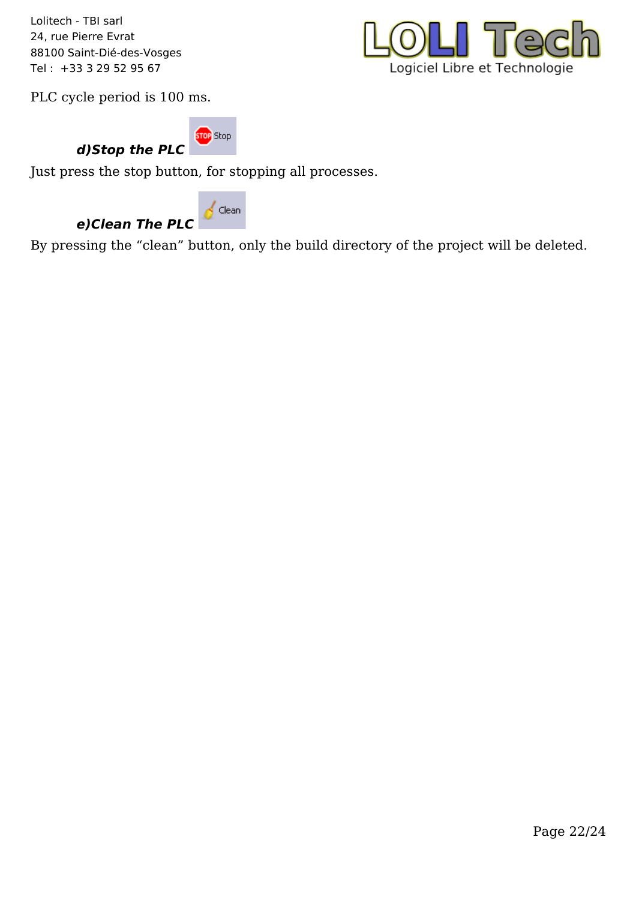PLC cycle period is 100 ms.

### *d)Stop the PLC*

Just press the stop button, for stopping all processes.

### *e)Clean The PLC*

By pressing the “clean” button, only the build directory of the project will be deleted.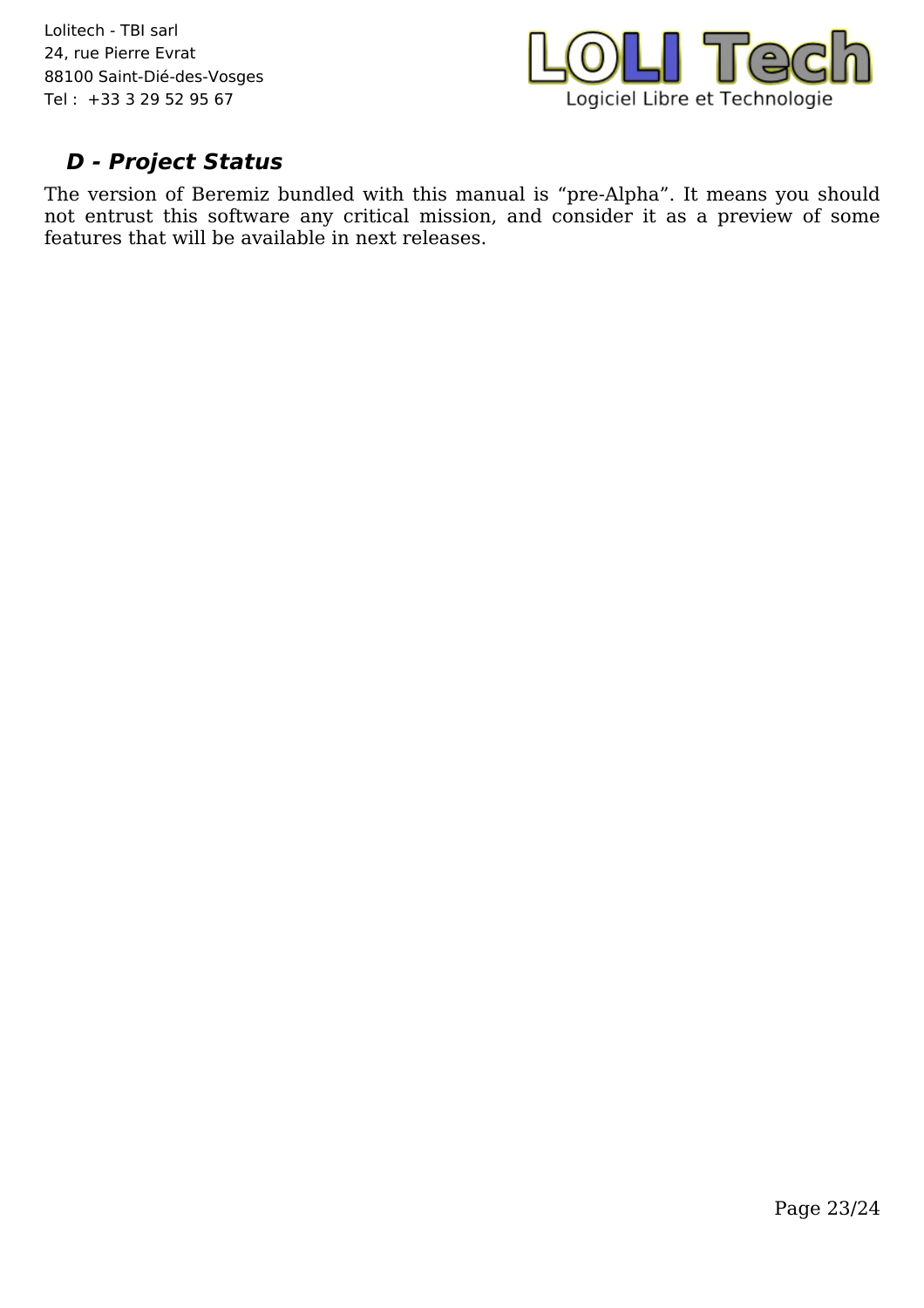## D - Project Status

The version of Beremiz bundled with this manual is “pre-Alpha”. It means you should not entrust this software any critical mission, and consider it as a preview of some features that will be available in next releases.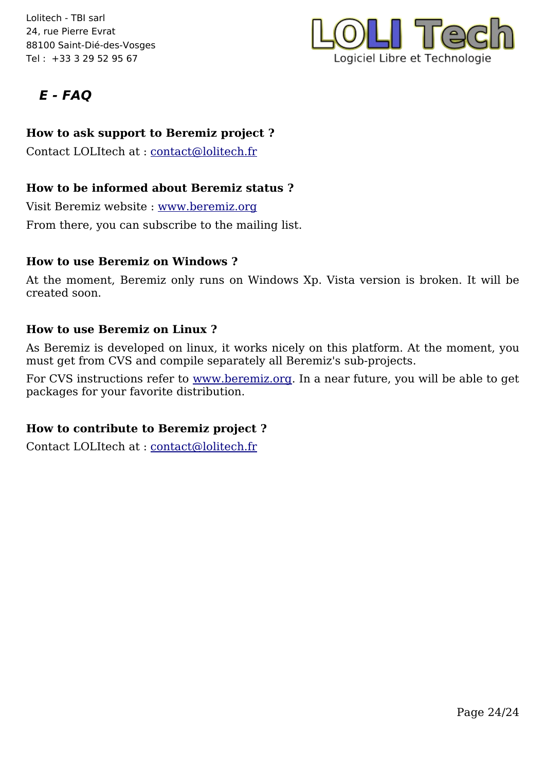## E - FAQ

### How to ask support to Beremiz project ?

Contact LOLItech at : contact@lolitech.fr

### How to be informed about Beremiz status ?

Visit Beremiz website : www.beremiz.org

From there, you can subscribe to the mailing list.

### How to use Beremiz on Windows ?

At the moment, Beremiz only runs on Windows Xp. Vista version is broken. It will be created soon.

### How to use Beremiz on Linux ?

As Beremiz is developed on linux, it works nicely on this platform. At the moment, you must get from CVS and compile separately all Beremiz's sub-projects.

For CVS instructions refer to www.beremiz.org. In a near future, you will be able to get packages for your favorite distribution.

### How to contribute to Beremiz project ?

Contact LOLItech at : contact@lolitech.fr